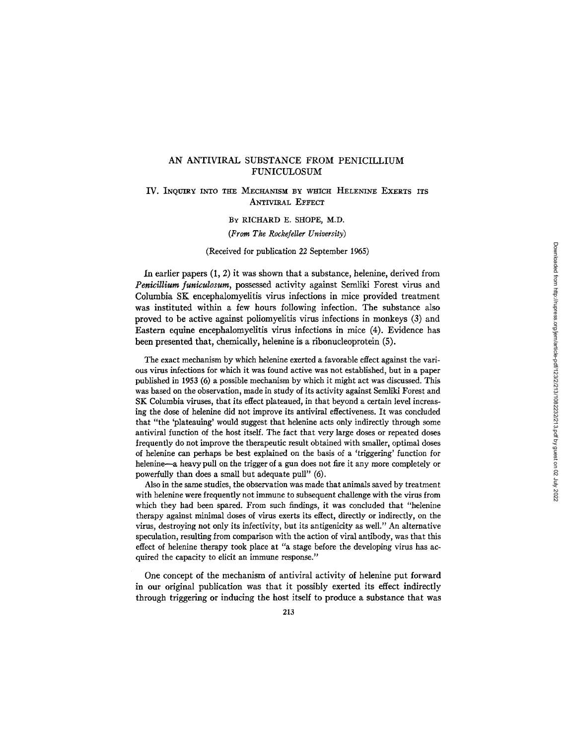# AN ANTIVIRAL SUBSTANCE FROM PENICILLIUM FUNICULOSUM

## IV. Inquiry into the Mechanism by which Helenine Exerts its Antiviral Effect

By RICHARD E. SHOPE, M.D.

*(From The Rockefeller University)*

(Received for publication 22 September 1965)

In earlier papers (1, 2) it was shown that a substance, helenine, derived from *Penicillium funiculosum*, possessed activity against Semliki Forest virus and Columbia SK encephalomyelitis virus infections in mice provided treatment was instituted within a few hours following infection. The substance also proved to be active against poliomyelitis virus infections in monkeys (3) and Eastern equine encephalomyelitis virus infections in mice (4). Evidence has been presented that, chemically, helenine is a ribonucleoprotein (5).

The exact mechanism by which helenine exerted a favorable effect against the various virus infections for which it was found active was not established, but in a paper published in 1953 (6) a possible mechanism by which it might act was discussed. This was based on the observation, made in study of its activity against Semliki Forest and SK Columbia viruses, that its effect plateaued, in that beyond a certain level increasing the dose of helenine did not improve its antiviral effectiveness. It was concluded that "the 'plateauing' would suggest that helenine acts only indirectly through some antiviral function of the host itself. The fact that very large doses or repeated doses frequently do not improve the therapeutic result obtained with smaller, optimal doses of helenine can perhaps be best explained on the basis of a 'triggering' function for helenine—a heavy pull on the trigger of a gun does not fire it any more completely or powerfully than does a small but adequate pull" (6).

Also in the same studies, the observation was made that animals saved by treatment with helenine were frequently not immune to subsequent challenge with the virus from which they had been spared. From such findings, it was concluded that "helenine therapy against minimal doses of virus exerts its effect, directly or indirectly, on the virus, destroying not only its infectivity, but its antigenicity as well." An alternative speculation, resulting from comparison with the action of viral antibody, was that this effect of helenine therapy took place at "a stage before the developing virus has acquired the capacity to elicit an immune response."

One concept of the mechanism of antiviral activity of helenine put forward in our original publication was that it possibly exerted its effect indirectly through triggering or inducing the host itself to produce a substance that was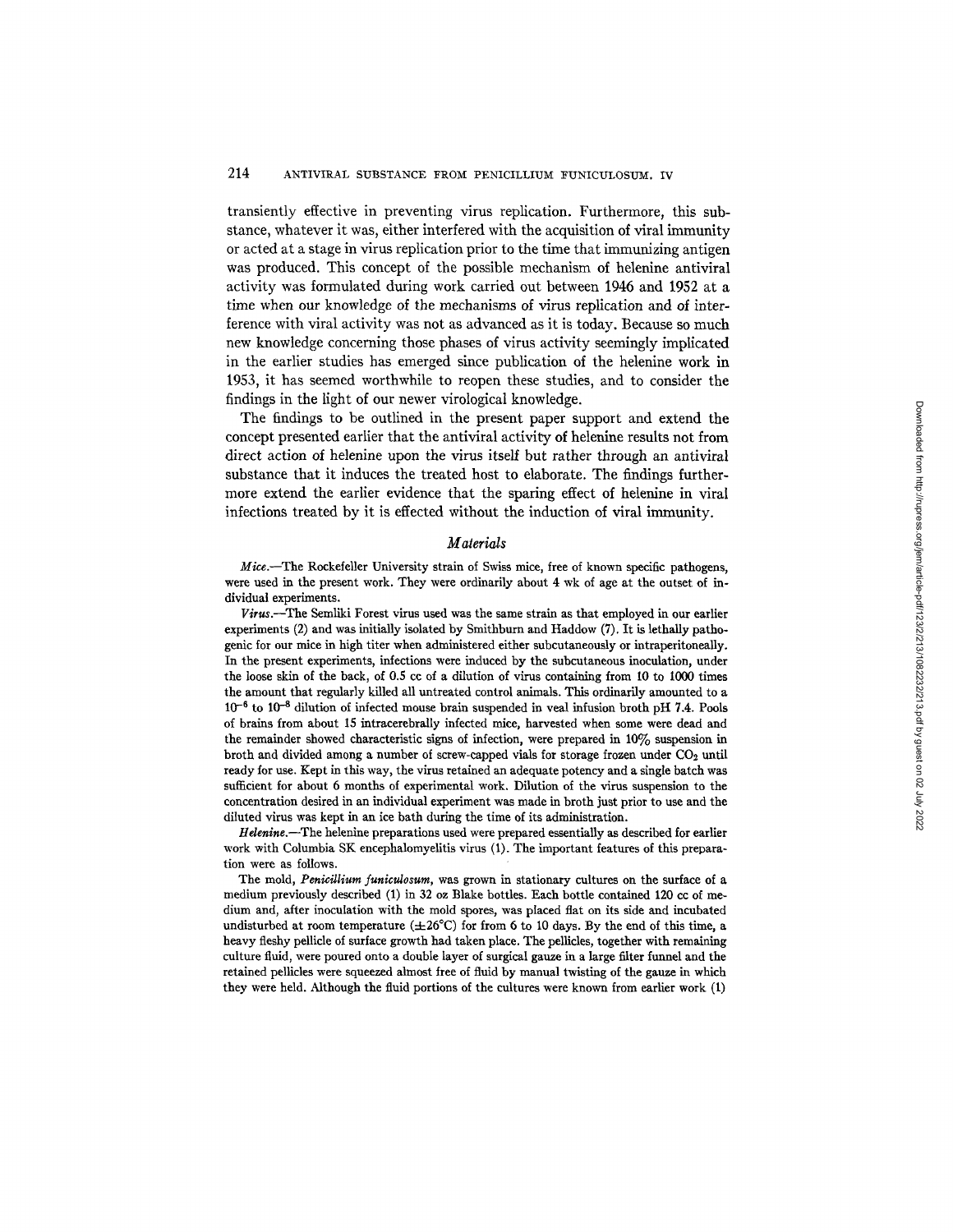transiently effective in preventing virus replication. Furthermore, this substance, whatever it was, either interfered with the acquisition of viral immunity or acted at a stage in virus replication prior to the time that immunizing antigen was produced. This concept of the possible mechanism of helenine antiviral activity was formulated during work carried out between 1946 and 1952 at a time when our knowledge of the mechanisms of virus replication and of interference with viral activity was not as advanced as it is today. Because so much new knowledge concerning those phases of virus activity seemingly implicated in the earlier studies has emerged since publication of the helenine work in 1953, it has seemed worthwhile to reopen these studies, and to consider the findings in the light of our newer virological knowledge.

The findings to be outlined in the present paper support and extend the concept presented earlier that the antiviral activity of helenine results not from direct action of helenine upon the virus itself but rather through an antiviral substance that it induces the treated host to elaborate. The findings furthermore extend the earlier evidence that the sparing effect of helenine in viral infections treated by it is effected without the induction of viral immunity.

## *Materials*

*Mice.*—The Rockefeller University strain of Swiss mice, free of known specific pathogens, were used in the present work. They were ordinarily about 4 wk of age at the outset of individual experiments.

*Virus.*—The Semliki Forest virus used was the same strain as that employed in our earlier experiments (2) and was initially isolated by Smithburn and Haddow (7). It is lethally pathogenic for our mice in high titer when administered either subcutaneously or intraperitoneally. In the present experiments, infections were induced by the subcutaneous inoculation, under the loose skin of the back, of 0.5 cc of a dilution of virus containing from 10 to 1000 times the amount that regularly killed all untreated control animals. This ordinarily amounted to a $10^{-6}$ to $10^{-8}$ dilution of infected mouse brain suspended in veal infusion broth pH 7.4. Pools of brains from about 15 intracerebrally infected mice, harvested when some were dead and the remainder showed characteristic signs of infection, were prepared in 10% suspension in broth and divided among a number of screw-capped vials for storage frozen under $CO_2$ until ready for use. Kept in this way, the virus retained an adequate potency and a single batch was sufficient for about 6 months of experimental work. Dilution of the virus suspension to the concentration desired in an individual experiment was made in broth just prior to use and the diluted virus was kept in an ice bath during the time of its administration.

*Helenine.*—The helenine preparations used were prepared essentially as described for earlier work with Columbia SK encephalomyelitis virus (1). The important features of this preparation were as follows.

The mold, *Penicillium funiculosum*, was grown in stationary cultures on the surface of a medium previously described (1) in 32 oz Blake bottles. Each bottle contained 120 cc of medium and, after inoculation with the mold spores, was placed flat on its side and incubated undisturbed at room temperature (±26°C) for from 6 to 10 days. By the end of this time, a heavy fleshy pellicle of surface growth had taken place. The pellicles, together with remaining culture fluid, were poured onto a double layer of surgical gauze in a large filter funnel and the retained pellicles were squeezed almost free of fluid by manual twisting of the gauze in which they were held. Although the fluid portions of the cultures were known from earlier work (1)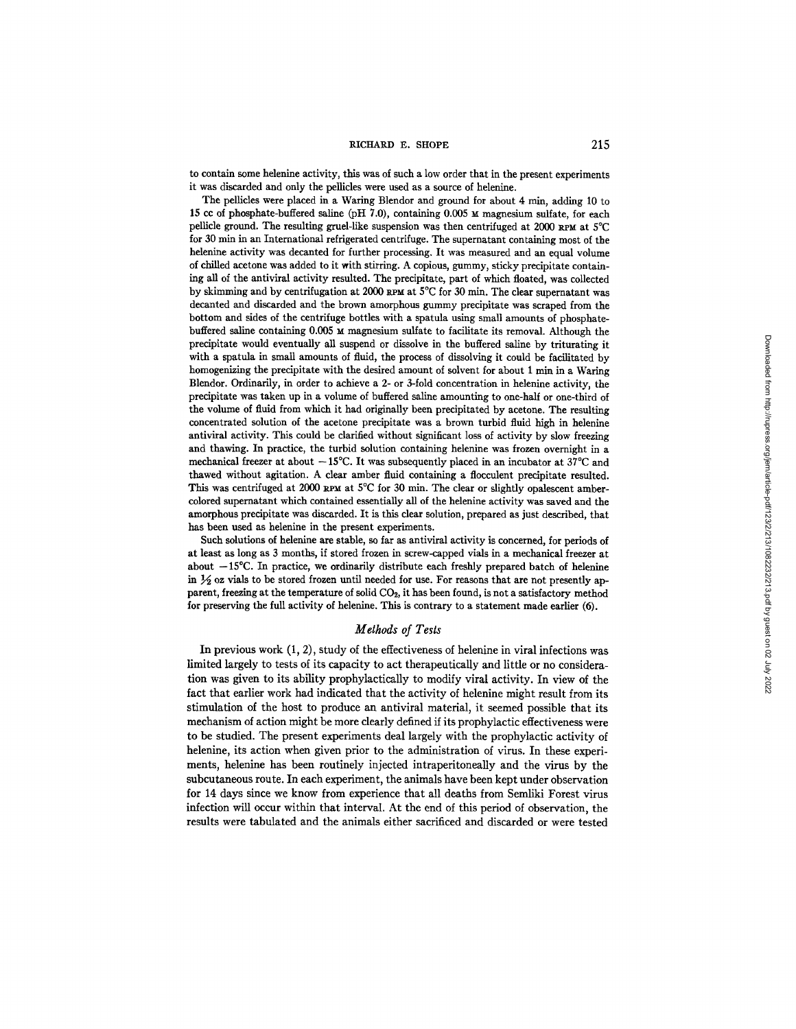to contain some helenine activity, this was of such a low order that in the present experiments it was discarded and only the pellicles were used as a source of helenine.

The pellicles were placed in a Waring Blendor and ground for about 4 min, adding 10 to 15 cc of phosphate-buffered saline (pH 7.0), containing 0.005 M magnesium sulfate, for each pellicle ground. The resulting gruel-like suspension was then centrifuged at 2000 RPM at 5°C for 30 min in an International refrigerated centrifuge. The supernatant containing most of the helenine activity was decanted for further processing. It was measured and an equal volume of chilled acetone was added to it with stirring. A copious, gummy, sticky precipitate containing all of the antiviral activity resulted. The precipitate, part of which floated, was collected by skimming and by centrifugation at 2000 RPM for 30 min. The clear supernatant was decanted and discarded and the brown amorphous gummy precipitate was scraped from the bottom and sides of the centrifuge bottles with a spatula using small amounts of phosphate-buffered saline containing 0.005 M magnesium sulfate to facilitate its removal. Although the precipitate would eventually all suspend or dissolve in the buffered saline by triturating it with a spatula in small amounts of fluid, the process of dissolving it could be facilitated by homogenizing the precipitate with the desired amount of solvent for about 1 min in a Waring Blendor. Ordinarily, in order to achieve a 2- or 3-fold concentration in helenine activity, the precipitate was taken up in a volume of buffered saline amounting to one-half or one-third of the volume of fluid from which it had originally been precipitated by acetone. The resulting concentrated solution of the acetone precipitate was a brown turbid fluid high in helenine antiviral activity. This could be clarified without significant loss of activity by slow freezing and thawing. In practice, the turbid solution containing helenine was frozen overnight in a mechanical freezer at about −15°C. It was subsequently placed in an incubator at 37°C and thawed without agitation. A clear amber fluid containing a flocculent precipitate resulted. This was centrifuged at 2000 RPM at 5°C for 30 min. The clear or slightly opalescent amber-colored supernatant which contained essentially all of the helenine activity was saved and the amorphous precipitate was discarded. It is this clear solution, prepared as just described, that has been used as helenine in the present experiments.

Such solutions of helenine are stable, so far as antiviral activity is concerned, for periods of at least as long as 3 months, if stored frozen in screw-capped vials in a mechanical freezer at about −15°C. In practice, we ordinarily distribute each freshly prepared batch of helenine in ½ oz vials to be stored frozen until needed for use. For reasons that are not presently apparent, freezing at the temperature of solid $CO_2$, it has been found, is not a satisfactory method for preserving the full activity of helenine. This is contrary to a statement made earlier (6).

### *Methods of Tests*

In previous work (1, 2), study of the effectiveness of helenine in viral infections was limited largely to tests of its capacity to act therapeutically and little or no consideration was given to its ability prophylactically to modify viral activity. In view of the fact that earlier work had indicated that the activity of helenine might result from its stimulation of the host to produce an antiviral material, it seemed possible that its mechanism of action might be more clearly defined if its prophylactic effectiveness were to be studied. The present experiments deal largely with the prophylactic activity of helenine, its action when given prior to the administration of virus. In these experiments, helenine has been routinely injected intraperitoneally and the virus by the subcutaneous route. In each experiment, the animals have been kept under observation for 14 days since we know from experience that all deaths from Semliki Forest virus infection will occur within that interval. At the end of this period of observation, the results were tabulated and the animals either sacrificed and discarded or were tested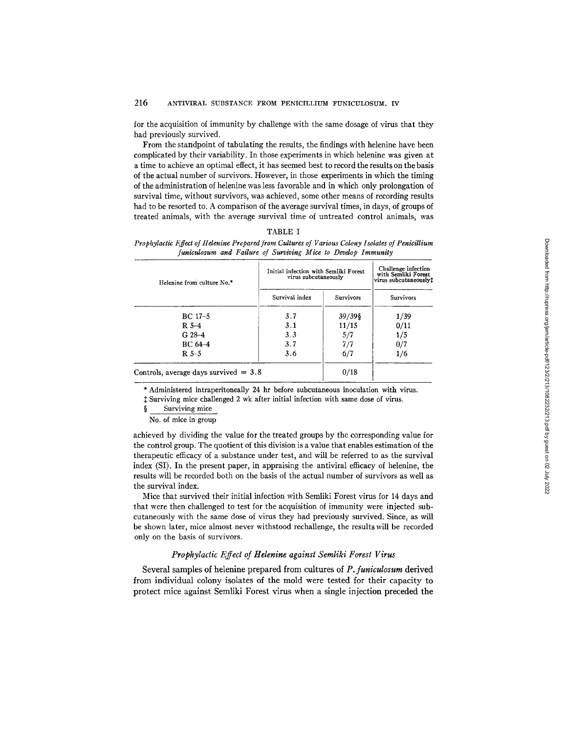for the acquisition of immunity by challenge with the same dosage of virus that they had previously survived.

From the standpoint of tabulating the results, the findings with helenine have been complicated by their variability. In those experiments in which helenine was given at a time to achieve an optimal effect, it has seemed best to record the results on the basis of the actual number of survivors. However, in those experiments in which the timing of the administration of helenine was less favorable and in which only prolongation of survival time, without survivors, was achieved, some other means of recording results had to be resorted to. A comparison of the average survival times, in days, of groups of treated animals, with the average survival time of untreated control animals, was achieved by dividing the value for the treated groups by the corresponding value for the control group. The quotient of this division is a value that enables estimation of the therapeutic efficacy of a substance under test, and will be referred to as the survival index (SI). In the present paper, in appraising the antiviral efficacy of helenine, the results will be recorded both on the basis of the actual number of survivors as well as the survival index.

TABLE I

*Prophylactic Effect of Helenine Prepared from Cultures of Various Colony Isolates of Penicillium funiculosum and Failure of Surviving Mice to Develop Immunity*

| Helenine from culture No.* | Initial infection with Semliki Forest virus subcutaneously | | Challenge infection with Semliki Forest virus subcutaneously‡ |
|---|---|---|---|
| | Survival index | Survivors | Survivors |
| BC 17–5 | 3.7 | 39/39§ | 1/39 |
| R 5–4 | 3.1 | 11/15 | 0/11 |
| G 28–4 | 3.3 | 5/7 | 1/5 |
| BC 64–4 | 3.7 | 7/7 | 0/7 |
| R 5–5 | 3.6 | 6/7 | 1/6 |
| Controls, average days survived = 3.8 | | 0/18 | |

\* Administered intraperitoneally 24 hr before subcutaneous inoculation with virus.

‡ Surviving mice challenged 2 wk after initial infection with same dose of virus.

§ Surviving mice / No. of mice in group

Mice that survived their initial infection with Semliki Forest virus for 14 days and that were then challenged to test for the acquisition of immunity were injected subcutaneously with the same dose of virus they had previously survived. Since, as will be shown later, mice almost never withstood rechallenge, the results will be recorded only on the basis of survivors.

### *Prophylactic Effect of Helenine against Semliki Forest Virus*

Several samples of helenine prepared from cultures of *P. funiculosum* derived from individual colony isolates of the mold were tested for their capacity to protect mice against Semliki Forest virus when a single injection preceded the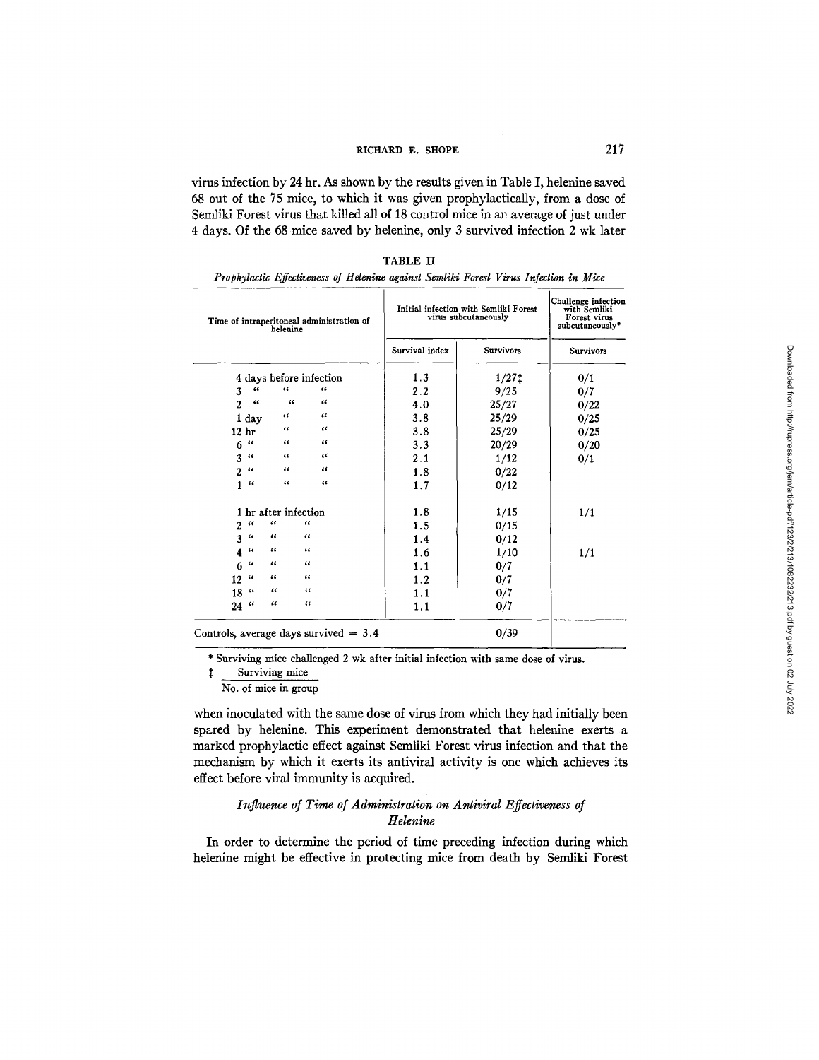virus infection by 24 hr. As shown by the results given in Table I, helenine saved 68 out of the 75 mice, to which it was given prophylactically, from a dose of Semliki Forest virus that killed all of 18 control mice in an average of just under 4 days. Of the 68 mice saved by helenine, only 3 survived infection 2 wk later

TABLE II

*Prophylactic Effectiveness of Helenine against Semliki Forest Virus Infection in Mice*

| Time of intraperitoneal administration of helenine | Initial infection with Semliki Forest virus subcutaneously | | Challenge infection with Semliki Forest virus subcutaneously* |
|---|---|---|---|
| | Survival index | Survivors | Survivors |
| 4 days before infection | 1.3 | 1/27‡ | 0/1 |
| 3 " " " | 2.2 | 9/25 | 0/7 |
| 2 " " " | 4.0 | 25/27 | 0/22 |
| 1 day " " | 3.8 | 25/29 | 0/25 |
| 12 hr " " | 3.8 | 25/29 | 0/25 |
| 6 " " " | 3.3 | 20/29 | 0/20 |
| 3 " " " | 2.1 | 1/12 | 0/1 |
| 2 " " " | 1.8 | 0/22 | |
| 1 " " " | 1.7 | 0/12 | |
| 1 hr after infection | 1.8 | 1/15 | 1/1 |
| 2 " " " | 1.5 | 0/15 | |
| 3 " " " | 1.4 | 0/12 | |
| 4 " " " | 1.6 | 1/10 | 1/1 |
| 6 " " " | 1.1 | 0/7 | |
| 12 " " " | 1.2 | 0/7 | |
| 18 " " " | 1.1 | 0/7 | |
| 24 " " " | 1.1 | 0/7 | |
| Controls, average days survived = 3.4 | | 0/39 | |

\* Surviving mice challenged 2 wk after initial infection with same dose of virus.

‡ Surviving mice / No. of mice in group

when inoculated with the same dose of virus from which they had initially been spared by helenine. This experiment demonstrated that helenine exerts a marked prophylactic effect against Semliki Forest virus infection and that the mechanism by which it exerts its antiviral activity is one which achieves its effect before viral immunity is acquired.

### *Influence of Time of Administration on Antiviral Effectiveness of Helenine*

In order to determine the period of time preceding infection during which helenine might be effective in protecting mice from death by Semliki Forest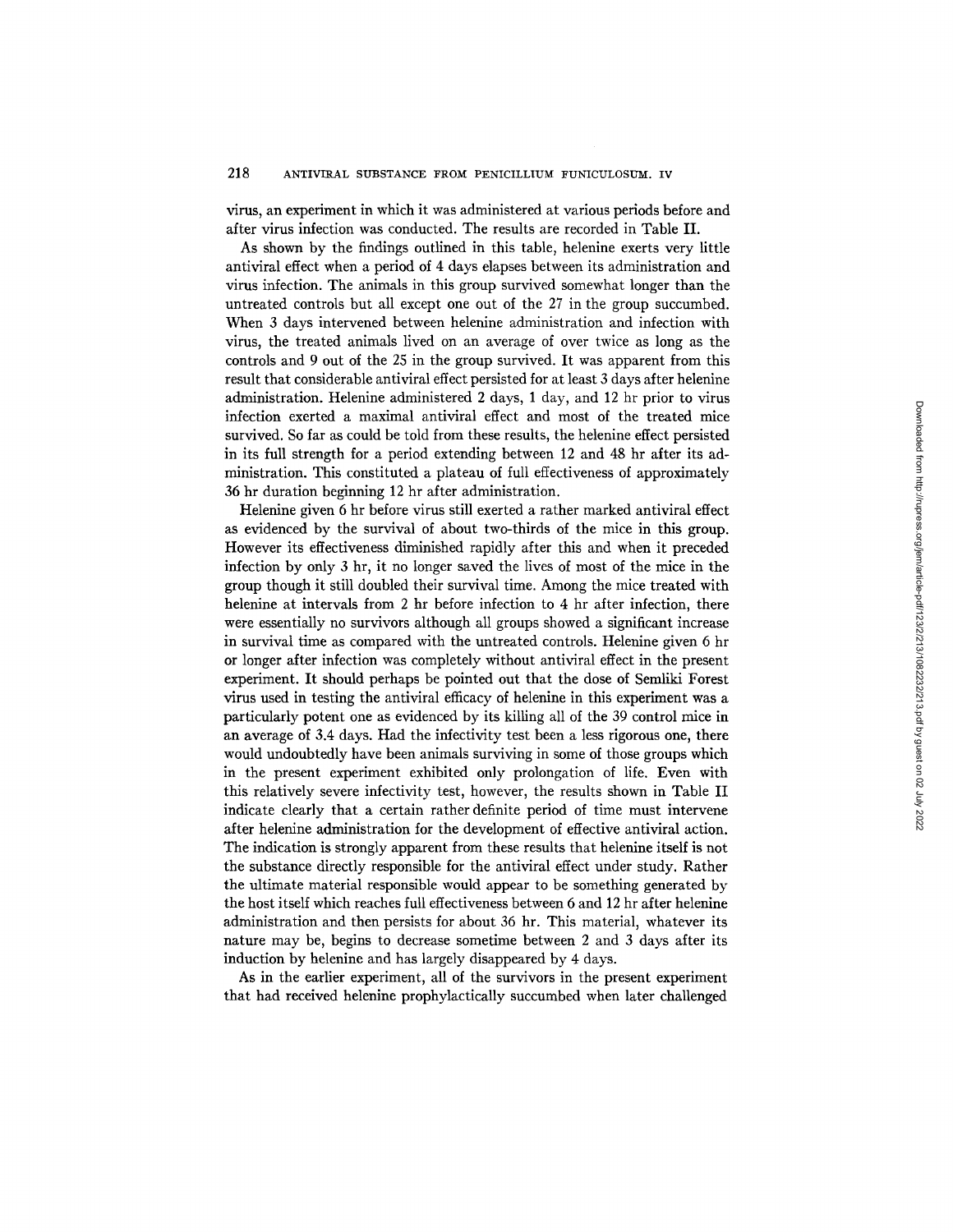virus, an experiment in which it was administered at various periods before and after virus infection was conducted. The results are recorded in Table II.

As shown by the findings outlined in this table, helenine exerts very little antiviral effect when a period of 4 days elapses between its administration and virus infection. The animals in this group survived somewhat longer than the untreated controls but all except one out of the 27 in the group succumbed. When 3 days intervened between helenine administration and infection with virus, the treated animals lived on an average of over twice as long as the controls and 9 out of the 25 in the group survived. It was apparent from this result that considerable antiviral effect persisted for at least 3 days after helenine administration. Helenine administered 2 days, 1 day, and 12 hr prior to virus infection exerted a maximal antiviral effect and most of the treated mice survived. So far as could be told from these results, the helenine effect persisted in its full strength for a period extending between 12 and 48 hr after its administration. This constituted a plateau of full effectiveness of approximately 36 hr duration beginning 12 hr after administration.

Helenine given 6 hr before virus still exerted a rather marked antiviral effect as evidenced by the survival of about two-thirds of the mice in this group. However its effectiveness diminished rapidly after this and when it preceded infection by only 3 hr, it no longer saved the lives of most of the mice in the group though it still doubled their survival time. Among the mice treated with helenine at intervals from 2 hr before infection to 4 hr after infection, there were essentially no survivors although all groups showed a significant increase in survival time as compared with the untreated controls. Helenine given 6 hr or longer after infection was completely without antiviral effect in the present experiment. It should perhaps be pointed out that the dose of Semliki Forest virus used in testing the antiviral efficacy of helenine in this experiment was a particularly potent one as evidenced by its killing all of the 39 control mice in an average of 3.4 days. Had the infectivity test been a less rigorous one, there would undoubtedly have been animals surviving in some of those groups which in the present experiment exhibited only prolongation of life. Even with this relatively severe infectivity test, however, the results shown in Table II indicate clearly that a certain rather definite period of time must intervene after helenine administration for the development of effective antiviral action. The indication is strongly apparent from these results that helenine itself is not the substance directly responsible for the antiviral effect under study. Rather the ultimate material responsible would appear to be something generated by the host itself which reaches full effectiveness between 6 and 12 hr after helenine administration and then persists for about 36 hr. This material, whatever its nature may be, begins to decrease sometime between 2 and 3 days after its induction by helenine and has largely disappeared by 4 days.

As in the earlier experiment, all of the survivors in the present experiment that had received helenine prophylactically succumbed when later challenged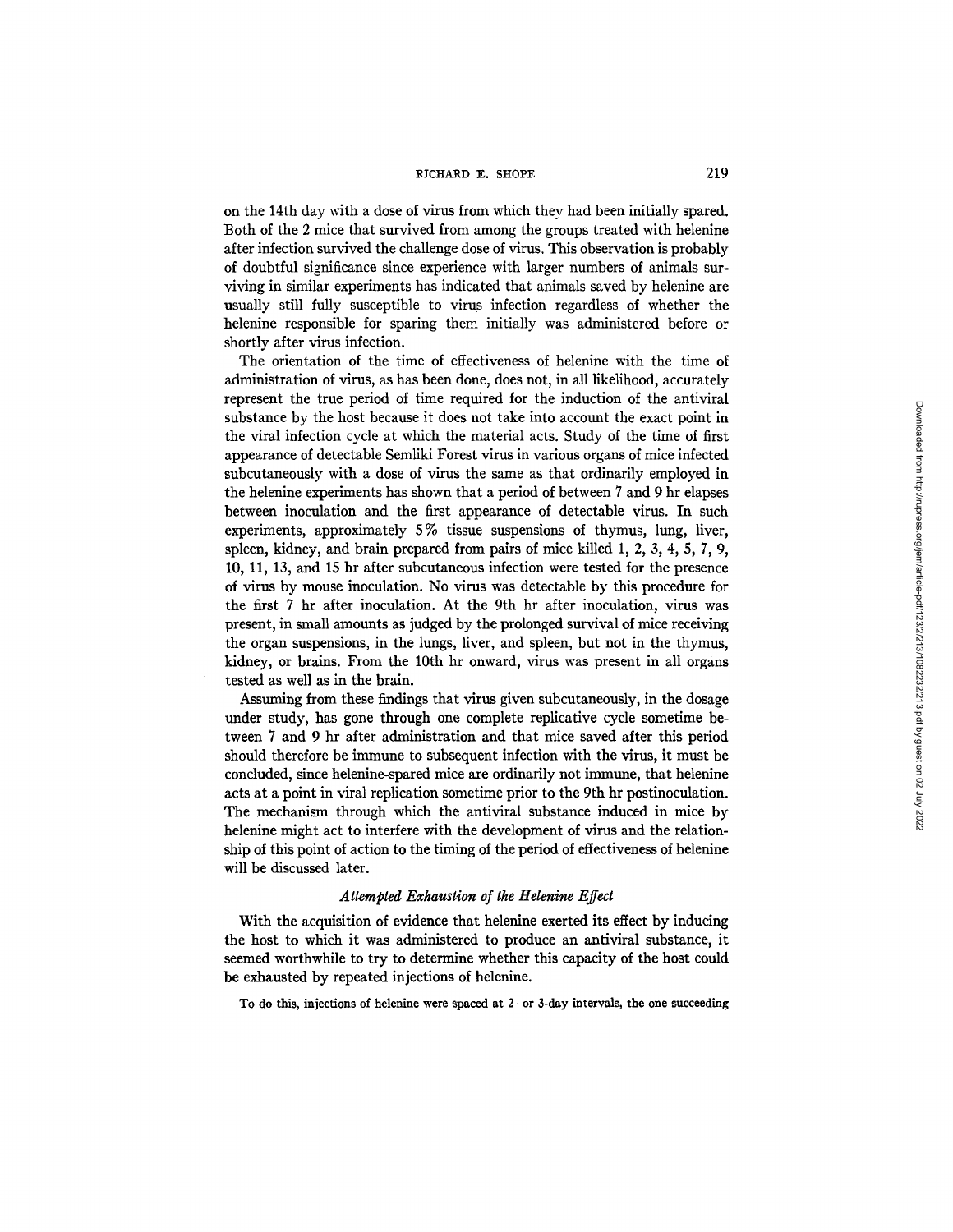on the 14th day with a dose of virus from which they had been initially spared. Both of the 2 mice that survived from among the groups treated with helenine after infection survived the challenge dose of virus. This observation is probably of doubtful significance since experience with larger numbers of animals surviving in similar experiments has indicated that animals saved by helenine are usually still fully susceptible to virus infection regardless of whether the helenine responsible for sparing them initially was administered before or shortly after virus infection.

The orientation of the time of effectiveness of helenine with the time of administration of virus, as has been done, does not, in all likelihood, accurately represent the true period of time required for the induction of the antiviral substance by the host because it does not take into account the exact point in the viral infection cycle at which the material acts. Study of the time of first appearance of detectable Semliki Forest virus in various organs of mice infected subcutaneously with a dose of virus the same as that ordinarily employed in the helenine experiments has shown that a period of between 7 and 9 hr elapses between inoculation and the first appearance of detectable virus. In such experiments, approximately 5% tissue suspensions of thymus, lung, liver, spleen, kidney, and brain prepared from pairs of mice killed 1, 2, 3, 4, 5, 7, 9, 10, 11, 13, and 15 hr after subcutaneous infection were tested for the presence of virus by mouse inoculation. No virus was detectable by this procedure for the first 7 hr after inoculation. At the 9th hr after inoculation, virus was present, in small amounts as judged by the prolonged survival of mice receiving the organ suspensions, in the lungs, liver, and spleen, but not in the thymus, kidney, or brains. From the 10th hr onward, virus was present in all organs tested as well as in the brain.

Assuming from these findings that virus given subcutaneously, in the dosage under study, has gone through one complete replicative cycle sometime between 7 and 9 hr after administration and that mice saved after this period should therefore be immune to subsequent infection with the virus, it must be concluded, since helenine-spared mice are ordinarily not immune, that helenine acts at a point in viral replication sometime prior to the 9th hr postinoculation. The mechanism through which the antiviral substance induced in mice by helenine might act to interfere with the development of virus and the relationship of this point of action to the timing of the period of effectiveness of helenine will be discussed later.

### *Attempted Exhaustion of the Helenine Effect*

With the acquisition of evidence that helenine exerted its effect by inducing the host to which it was administered to produce an antiviral substance, it seemed worthwhile to try to determine whether this capacity of the host could be exhausted by repeated injections of helenine.

To do this, injections of helenine were spaced at 2- or 3-day intervals, the one succeeding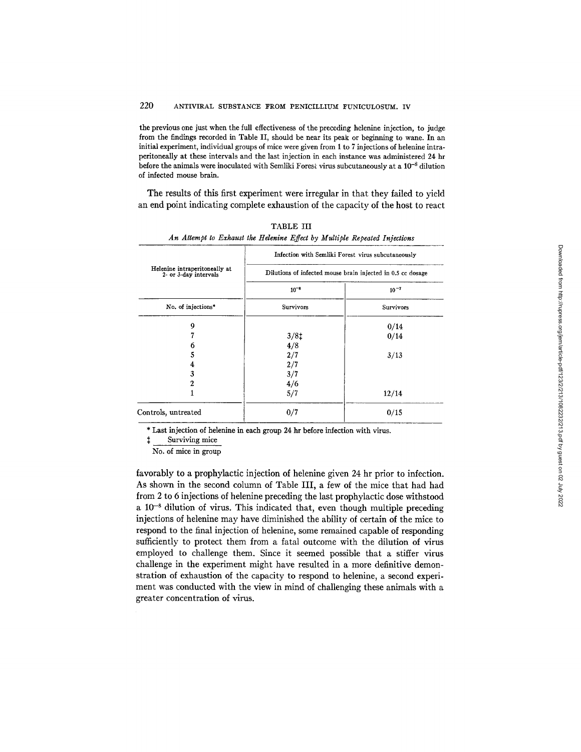the previous one just when the full effectiveness of the preceding helenine injection, to judge from the findings recorded in Table II, should be near its peak or beginning to wane. In an initial experiment, individual groups of mice were given from 1 to 7 injections of helenine intraperitoneally at these intervals and the last injection in each instance was administered 24 hr before the animals were inoculated with Semliki Forest virus subcutaneously at a $10^{-8}$ dilution of infected mouse brain.

The results of this first experiment were irregular in that they failed to yield an end point indicating complete exhaustion of the capacity of the host to react favorably to a prophylactic injection of helenine given 24 hr prior to infection. As shown in the second column of Table III, a few of the mice that had had from 2 to 6 injections of helenine preceding the last prophylactic dose withstood a $10^{-8}$ dilution of virus. This indicated that, even though multiple preceding injections of helenine may have diminished the ability of certain of the mice to respond to the final injection of helenine, some remained capable of responding sufficiently to protect them from a fatal outcome with the dilution of virus employed to challenge them. Since it seemed possible that a stiffer virus challenge in the experiment might have resulted in a more definitive demonstration of exhaustion of the capacity to respond to helenine, a second experiment was conducted with the view in mind of challenging these animals with a greater concentration of virus.

TABLE III

*An Attempt to Exhaust the Helenine Effect by Multiple Repeated Injections*

| Helenine intraperitoneally at 2- or 3-day intervals | Infection with Semliki Forest virus subcutaneously — Dilutions of infected mouse brain injected in 0.5 cc dosage | |
|---|---|---|
| | $10^{-8}$ | $10^{-7}$ |
| No. of injections* | Survivors | Survivors |
| 9 | | 0/14 |
| 7 | 3/8‡ | 0/14 |
| 6 | 4/8 | |
| 5 | 2/7 | 3/13 |
| 4 | 2/7 | |
| 3 | 3/7 | |
| 2 | 4/6 | |
| 1 | 5/7 | 12/14 |
| Controls, untreated | 0/7 | 0/15 |

\* Last injection of helenine in each group 24 hr before infection with virus.

‡ Surviving mice / No. of mice in group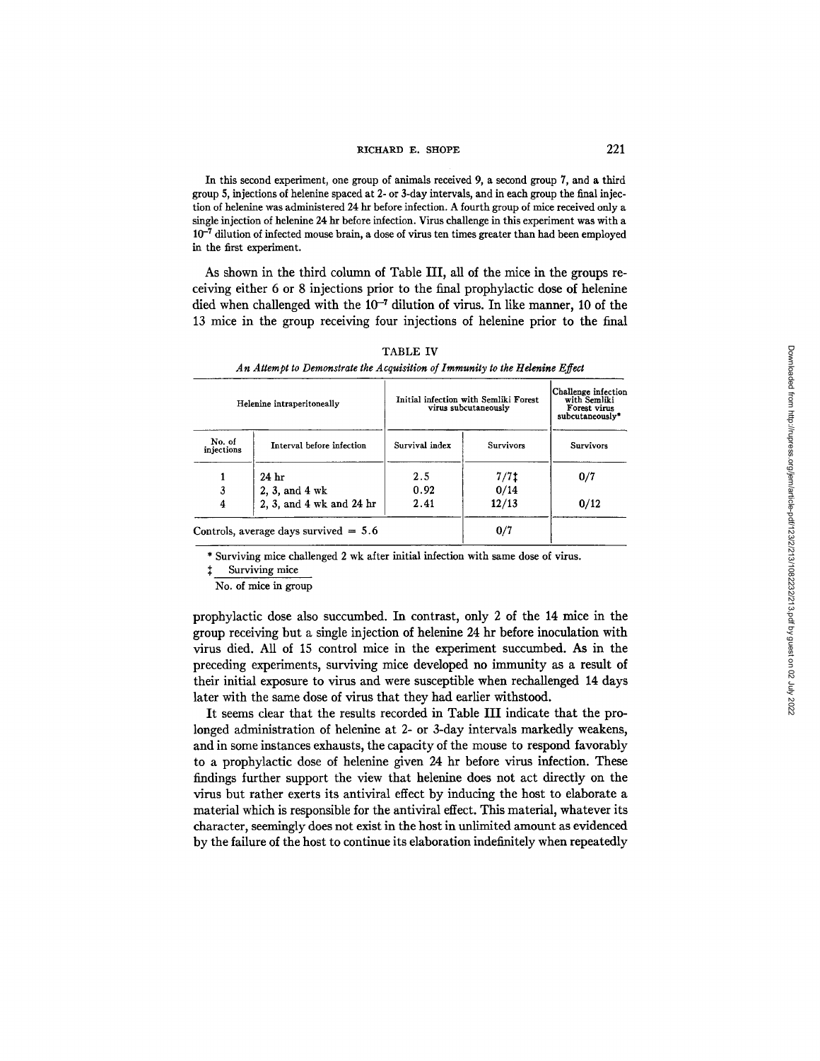In this second experiment, one group of animals received 9, a second group 7, and a third group 5, injections of helenine spaced at 2- or 3-day intervals, and in each group the final injection of helenine was administered 24 hr before infection. A fourth group of mice received only a single injection of helenine 24 hr before infection. Virus challenge in this experiment was with a $10^{-7}$ dilution of infected mouse brain, a dose of virus ten times greater than had been employed in the first experiment.

As shown in the third column of Table III, all of the mice in the groups receiving either 6 or 8 injections prior to the final prophylactic dose of helenine died when challenged with the $10^{-7}$ dilution of virus. In like manner, 10 of the 13 mice in the group receiving four injections of helenine prior to the final prophylactic dose also succumbed. In contrast, only 2 of the 14 mice in the group receiving but a single injection of helenine 24 hr before inoculation with virus died. All of 15 control mice in the experiment succumbed. As in the preceding experiments, surviving mice developed no immunity as a result of their initial exposure to virus and were susceptible when rechallenged 14 days later with the same dose of virus that they had earlier withstood.

TABLE IV

*An Attempt to Demonstrate the Acquisition of Immunity to the Helenine Effect*

| Helenine intraperitoneally | | Initial infection with Semliki Forest virus subcutaneously | | Challenge infection with Semliki Forest virus subcutaneously* |
|---|---|---|---|---|
| No. of injections | Interval before infection | Survival index | Survivors | Survivors |
| 1 | 24 hr | 2.5 | 7/7‡ | 0/7 |
| 3 | 2, 3, and 4 wk | 0.92 | 0/14 | |
| 4 | 2, 3, and 4 wk and 24 hr | 2.41 | 12/13 | 0/12 |
| Controls, average days survived = 5.6 | | | 0/7 | |

\* Surviving mice challenged 2 wk after initial infection with same dose of virus.

‡ Surviving mice / No. of mice in group

It seems clear that the results recorded in Table III indicate that the prolonged administration of helenine at 2- or 3-day intervals markedly weakens, and in some instances exhausts, the capacity of the mouse to respond favorably to a prophylactic dose of helenine given 24 hr before virus infection. These findings further support the view that helenine does not act directly on the virus but rather exerts its antiviral effect by inducing the host to elaborate a material which is responsible for the antiviral effect. This material, whatever its character, seemingly does not exist in the host in unlimited amount as evidenced by the failure of the host to continue its elaboration indefinitely when repeatedly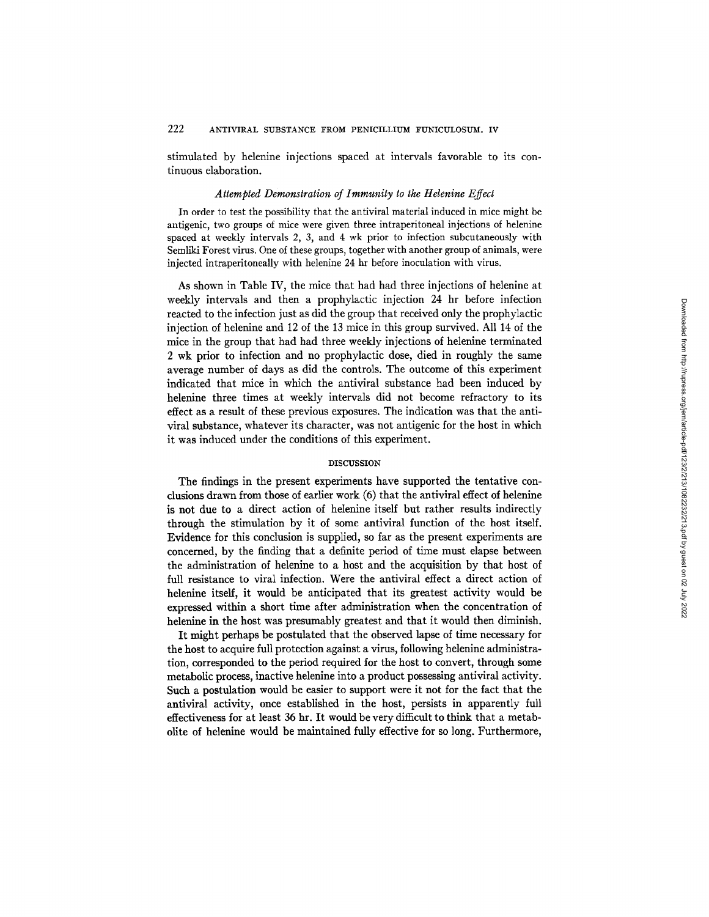stimulated by helenine injections spaced at intervals favorable to its continuous elaboration.

### *Attempted Demonstration of Immunity to the Helenine Effect*

In order to test the possibility that the antiviral material induced in mice might be antigenic, two groups of mice were given three intraperitoneal injections of helenine spaced at weekly intervals 2, 3, and 4 wk prior to infection subcutaneously with Semliki Forest virus. One of these groups, together with another group of animals, were injected intraperitoneally with helenine 24 hr before inoculation with virus.

As shown in Table IV, the mice that had had three injections of helenine at weekly intervals and then a prophylactic injection 24 hr before infection reacted to the infection just as did the group that received only the prophylactic injection of helenine and 12 of the 13 mice in this group survived. All 14 of the mice in the group that had had three weekly injections of helenine terminated 2 wk prior to infection and no prophylactic dose, died in roughly the same average number of days as did the controls. The outcome of this experiment indicated that mice in which the antiviral substance had been induced by helenine three times at weekly intervals did not become refractory to its effect as a result of these previous exposures. The indication was that the antiviral substance, whatever its character, was not antigenic for the host in which it was induced under the conditions of this experiment.

## DISCUSSION

The findings in the present experiments have supported the tentative conclusions drawn from those of earlier work (6) that the antiviral effect of helenine is not due to a direct action of helenine itself but rather results indirectly through the stimulation by it of some antiviral function of the host itself. Evidence for this conclusion is supplied, so far as the present experiments are concerned, by the finding that a definite period of time must elapse between the administration of helenine to a host and the acquisition by that host of full resistance to viral infection. Were the antiviral effect a direct action of helenine itself, it would be anticipated that its greatest activity would be expressed within a short time after administration when the concentration of helenine in the host was presumably greatest and that it would then diminish.

It might perhaps be postulated that the observed lapse of time necessary for the host to acquire full protection against a virus, following helenine administration, corresponded to the period required for the host to convert, through some metabolic process, inactive helenine into a product possessing antiviral activity. Such a postulation would be easier to support were it not for the fact that the antiviral activity, once established in the host, persists in apparently full effectiveness for at least 36 hr. It would be very difficult to think that a metabolite of helenine would be maintained fully effective for so long. Furthermore,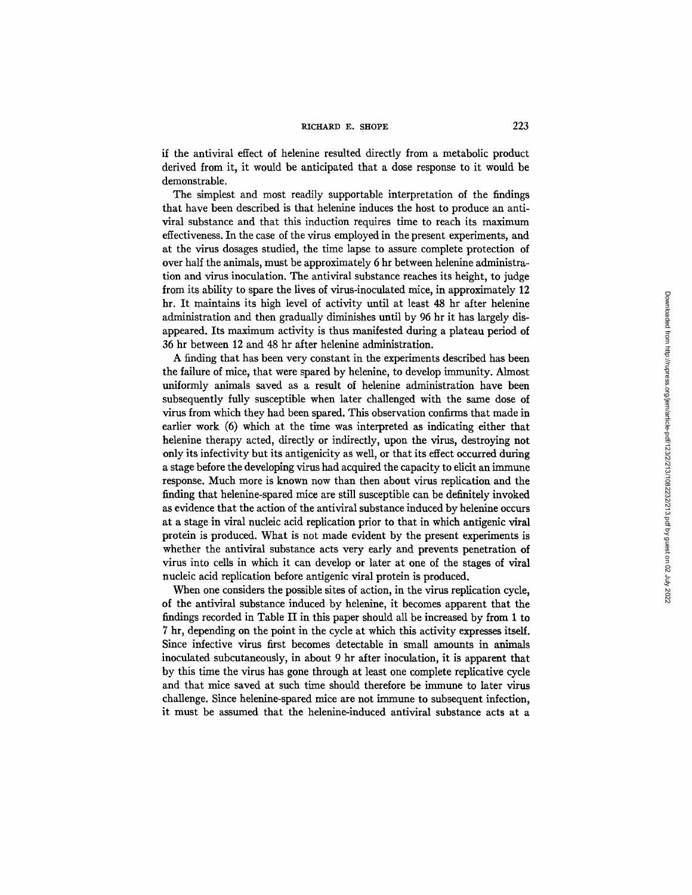if the antiviral effect of helenine resulted directly from a metabolic product derived from it, it would be anticipated that a dose response to it would be demonstrable.

The simplest and most readily supportable interpretation of the findings that have been described is that helenine induces the host to produce an antiviral substance and that this induction requires time to reach its maximum effectiveness. In the case of the virus employed in the present experiments, and at the virus dosages studied, the time lapse to assure complete protection of over half the animals, must be approximately 6 hr between helenine administration and virus inoculation. The antiviral substance reaches its height, to judge from its ability to spare the lives of virus-inoculated mice, in approximately 12 hr. It maintains its high level of activity until at least 48 hr after helenine administration and then gradually diminishes until by 96 hr it has largely disappeared. Its maximum activity is thus manifested during a plateau period of 36 hr between 12 and 48 hr after helenine administration.

A finding that has been very constant in the experiments described has been the failure of mice, that were spared by helenine, to develop immunity. Almost uniformly animals saved as a result of helenine administration have been subsequently fully susceptible when later challenged with the same dose of virus from which they had been spared. This observation confirms that made in earlier work (6) which at the time was interpreted as indicating either that helenine therapy acted, directly or indirectly, upon the virus, destroying not only its infectivity but its antigenicity as well, or that its effect occurred during a stage before the developing virus had acquired the capacity to elicit an immune response. Much more is known now than then about virus replication and the finding that helenine-spared mice are still susceptible can be definitely invoked as evidence that the action of the antiviral substance induced by helenine occurs at a stage in viral nucleic acid replication prior to that in which antigenic viral protein is produced. What is not made evident by the present experiments is whether the antiviral substance acts very early and prevents penetration of virus into cells in which it can develop or later at one of the stages of viral nucleic acid replication before antigenic viral protein is produced.

When one considers the possible sites of action, in the virus replication cycle, of the antiviral substance induced by helenine, it becomes apparent that the findings recorded in Table II in this paper should all be increased by from 1 to 7 hr, depending on the point in the cycle at which this activity expresses itself. Since infective virus first becomes detectable in small amounts in animals inoculated subcutaneously, in about 9 hr after inoculation, it is apparent that by this time the virus has gone through at least one complete replicative cycle and that mice saved at such time should therefore be immune to later virus challenge. Since helenine-spared mice are not immune to subsequent infection, it must be assumed that the helenine-induced antiviral substance acts at a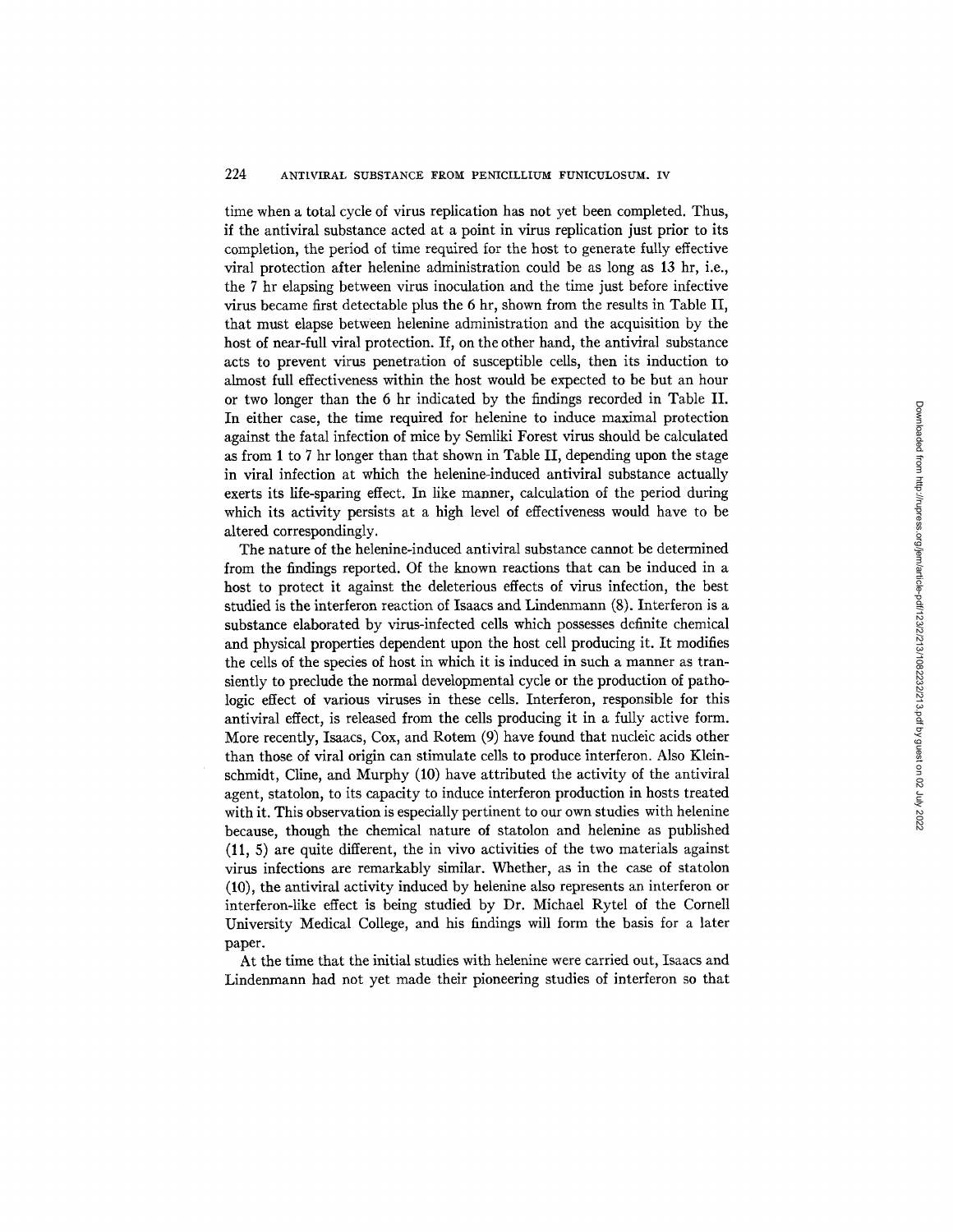time when a total cycle of virus replication has not yet been completed. Thus, if the antiviral substance acted at a point in virus replication just prior to its completion, the period of time required for the host to generate fully effective viral protection after helenine administration could be as long as 13 hr, i.e., the 7 hr elapsing between virus inoculation and the time just before infective virus became first detectable plus the 6 hr, shown from the results in Table II, that must elapse between helenine administration and the acquisition by the host of near-full viral protection. If, on the other hand, the antiviral substance acts to prevent virus penetration of susceptible cells, then its induction to almost full effectiveness within the host would be expected to be but an hour or two longer than the 6 hr indicated by the findings recorded in Table II. In either case, the time required for helenine to induce maximal protection against the fatal infection of mice by Semliki Forest virus should be calculated as from 1 to 7 hr longer than that shown in Table II, depending upon the stage in viral infection at which the helenine-induced antiviral substance actually exerts its life-sparing effect. In like manner, calculation of the period during which its activity persists at a high level of effectiveness would have to be altered correspondingly.

The nature of the helenine-induced antiviral substance cannot be determined from the findings reported. Of the known reactions that can be induced in a host to protect it against the deleterious effects of virus infection, the best studied is the interferon reaction of Isaacs and Lindenmann (8). Interferon is a substance elaborated by virus-infected cells which possesses definite chemical and physical properties dependent upon the host cell producing it. It modifies the cells of the species of host in which it is induced in such a manner as transiently to preclude the normal developmental cycle or the production of pathologic effect of various viruses in these cells. Interferon, responsible for this antiviral effect, is released from the cells producing it in a fully active form. More recently, Isaacs, Cox, and Rotem (9) have found that nucleic acids other than those of viral origin can stimulate cells to produce interferon. Also Kleinschmidt, Cline, and Murphy (10) have attributed the activity of the antiviral agent, statolon, to its capacity to induce interferon production in hosts treated with it. This observation is especially pertinent to our own studies with helenine because, though the chemical nature of statolon and helenine as published (11, 5) are quite different, the in vivo activities of the two materials against virus infections are remarkably similar. Whether, as in the case of statolon (10), the antiviral activity induced by helenine also represents an interferon or interferon-like effect is being studied by Dr. Michael Rytel of the Cornell University Medical College, and his findings will form the basis for a later paper.

At the time that the initial studies with helenine were carried out, Isaacs and Lindenmann had not yet made their pioneering studies of interferon so that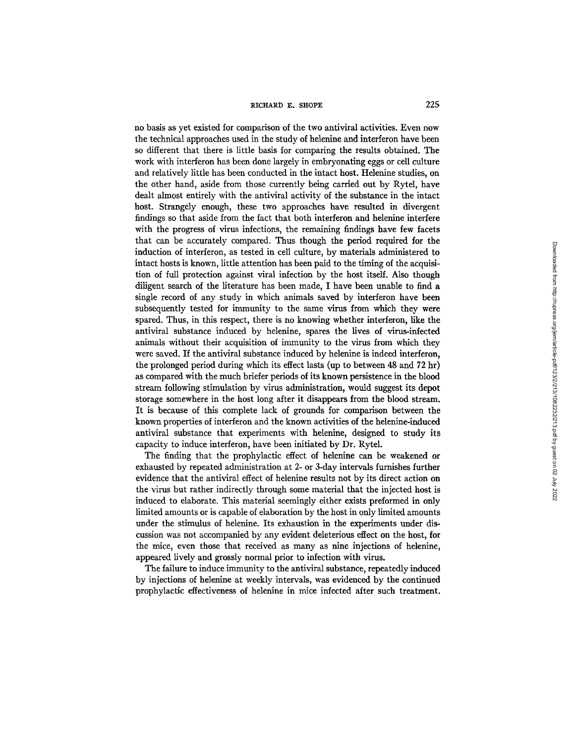no basis as yet existed for comparison of the two antiviral activities. Even now the technical approaches used in the study of helenine and interferon have been so different that there is little basis for comparing the results obtained. The work with interferon has been done largely in embryonating eggs or cell culture and relatively little has been conducted in the intact host. Helenine studies, on the other hand, aside from those currently being carried out by Rytel, have dealt almost entirely with the antiviral activity of the substance in the intact host. Strangely enough, these two approaches have resulted in divergent findings so that aside from the fact that both interferon and helenine interfere with the progress of virus infections, the remaining findings have few facets that can be accurately compared. Thus though the period required for the induction of interferon, as tested in cell culture, by materials administered to intact hosts is known, little attention has been paid to the timing of the acquisition of full protection against viral infection by the host itself. Also though diligent search of the literature has been made, I have been unable to find a single record of any study in which animals saved by interferon have been subsequently tested for immunity to the same virus from which they were spared. Thus, in this respect, there is no knowing whether interferon, like the antiviral substance induced by helenine, spares the lives of virus-infected animals without their acquisition of immunity to the virus from which they were saved. If the antiviral substance induced by helenine is indeed interferon, the prolonged period during which its effect lasts (up to between 48 and 72 hr) as compared with the much briefer periods of its known persistence in the blood stream following stimulation by virus administration, would suggest its depot storage somewhere in the host long after it disappears from the blood stream. It is because of this complete lack of grounds for comparison between the known properties of interferon and the known activities of the helenine-induced antiviral substance that experiments with helenine, designed to study its capacity to induce interferon, have been initiated by Dr. Rytel.

The finding that the prophylactic effect of helenine can be weakened or exhausted by repeated administration at 2- or 3-day intervals furnishes further evidence that the antiviral effect of helenine results not by its direct action on the virus but rather indirectly through some material that the injected host is induced to elaborate. This material seemingly either exists preformed in only limited amounts or is capable of elaboration by the host in only limited amounts under the stimulus of helenine. Its exhaustion in the experiments under discussion was not accompanied by any evident deleterious effect on the host, for the mice, even those that received as many as nine injections of helenine, appeared lively and grossly normal prior to infection with virus.

The failure to induce immunity to the antiviral substance, repeatedly induced by injections of helenine at weekly intervals, was evidenced by the continued prophylactic effectiveness of helenine in mice infected after such treatment.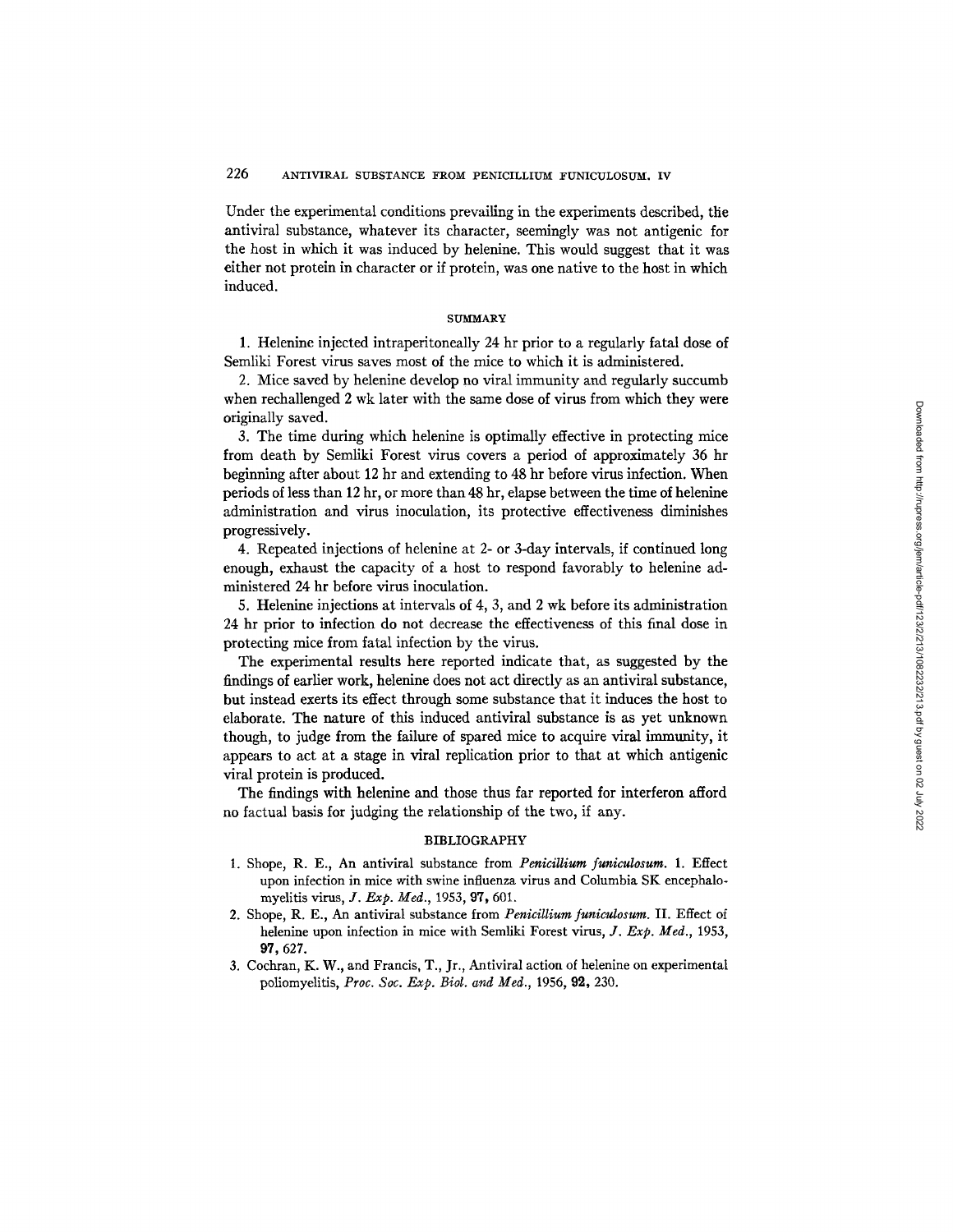Under the experimental conditions prevailing in the experiments described, the antiviral substance, whatever its character, seemingly was not antigenic for the host in which it was induced by helenine. This would suggest that it was either not protein in character or if protein, was one native to the host in which induced.

## SUMMARY

1. Helenine injected intraperitoneally 24 hr prior to a regularly fatal dose of Semliki Forest virus saves most of the mice to which it is administered.

2. Mice saved by helenine develop no viral immunity and regularly succumb when rechallenged 2 wk later with the same dose of virus from which they were originally saved.

3. The time during which helenine is optimally effective in protecting mice from death by Semliki Forest virus covers a period of approximately 36 hr beginning after about 12 hr and extending to 48 hr before virus infection. When periods of less than 12 hr, or more than 48 hr, elapse between the time of helenine administration and virus inoculation, its protective effectiveness diminishes progressively.

4. Repeated injections of helenine at 2- or 3-day intervals, if continued long enough, exhaust the capacity of a host to respond favorably to helenine administered 24 hr before virus inoculation.

5. Helenine injections at intervals of 4, 3, and 2 wk before its administration 24 hr prior to infection do not decrease the effectiveness of this final dose in protecting mice from fatal infection by the virus.

The experimental results here reported indicate that, as suggested by the findings of earlier work, helenine does not act directly as an antiviral substance, but instead exerts its effect through some substance that it induces the host to elaborate. The nature of this induced antiviral substance is as yet unknown though, to judge from the failure of spared mice to acquire viral immunity, it appears to act at a stage in viral replication prior to that at which antigenic viral protein is produced.

The findings with helenine and those thus far reported for interferon afford no factual basis for judging the relationship of the two, if any.

## BIBLIOGRAPHY

1. Shope, R. E., An antiviral substance from *Penicillium funiculosum*. 1. Effect upon infection in mice with swine influenza virus and Columbia SK encephalomyelitis virus, *J. Exp. Med.*, 1953, **97**, 601.
2. Shope, R. E., An antiviral substance from *Penicillium funiculosum*. II. Effect of helenine upon infection in mice with Semliki Forest virus, *J. Exp. Med.*, 1953, **97**, 627.
3. Cochran, K. W., and Francis, T., Jr., Antiviral action of helenine on experimental poliomyelitis, *Proc. Soc. Exp. Biol. and Med.*, 1956, **92**, 230.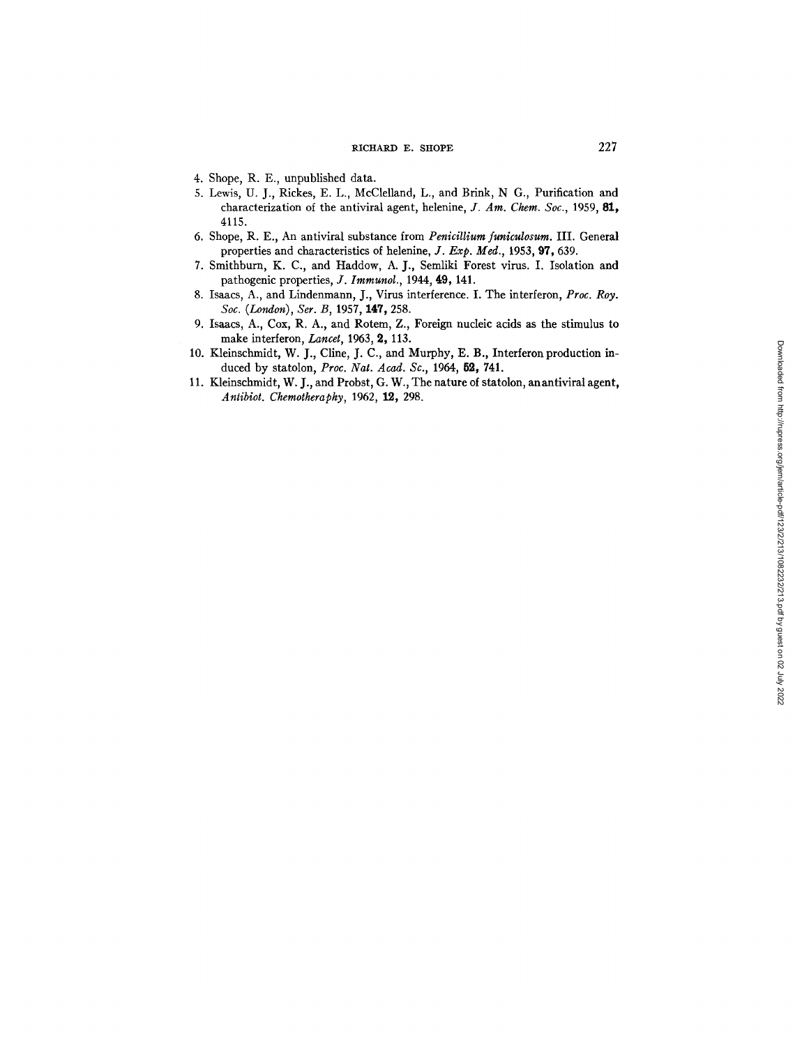4. Shope, R. E., unpublished data.
5. Lewis, U. J., Rickes, E. L., McClelland, L., and Brink, N G., Purification and characterization of the antiviral agent, helenine, *J. Am. Chem. Soc.*, 1959, **81,** 4115.
6. Shope, R. E., An antiviral substance from *Penicillium funiculosum*. III. General properties and characteristics of helenine, *J. Exp. Med.*, 1953, **97,** 639.
7. Smithburn, K. C., and Haddow, A. J., Semliki Forest virus. I. Isolation and pathogenic properties, *J. Immunol.*, 1944, **49,** 141.
8. Isaacs, A., and Lindenmann, J., Virus interference. I. The interferon, *Proc. Roy. Soc. (London), Ser. B*, 1957, **147,** 258.
9. Isaacs, A., Cox, R. A., and Rotem, Z., Foreign nucleic acids as the stimulus to make interferon, *Lancet*, 1963, **2,** 113.
10. Kleinschmidt, W. J., Cline, J. C., and Murphy, E. B., Interferon production induced by statolon, *Proc. Nat. Acad. Sc.*, 1964, **52,** 741.
11. Kleinschmidt, W. J., and Probst, G. W., The nature of statolon, an antiviral agent, *Antibiot. Chemotheraphy*, 1962, **12,** 298.